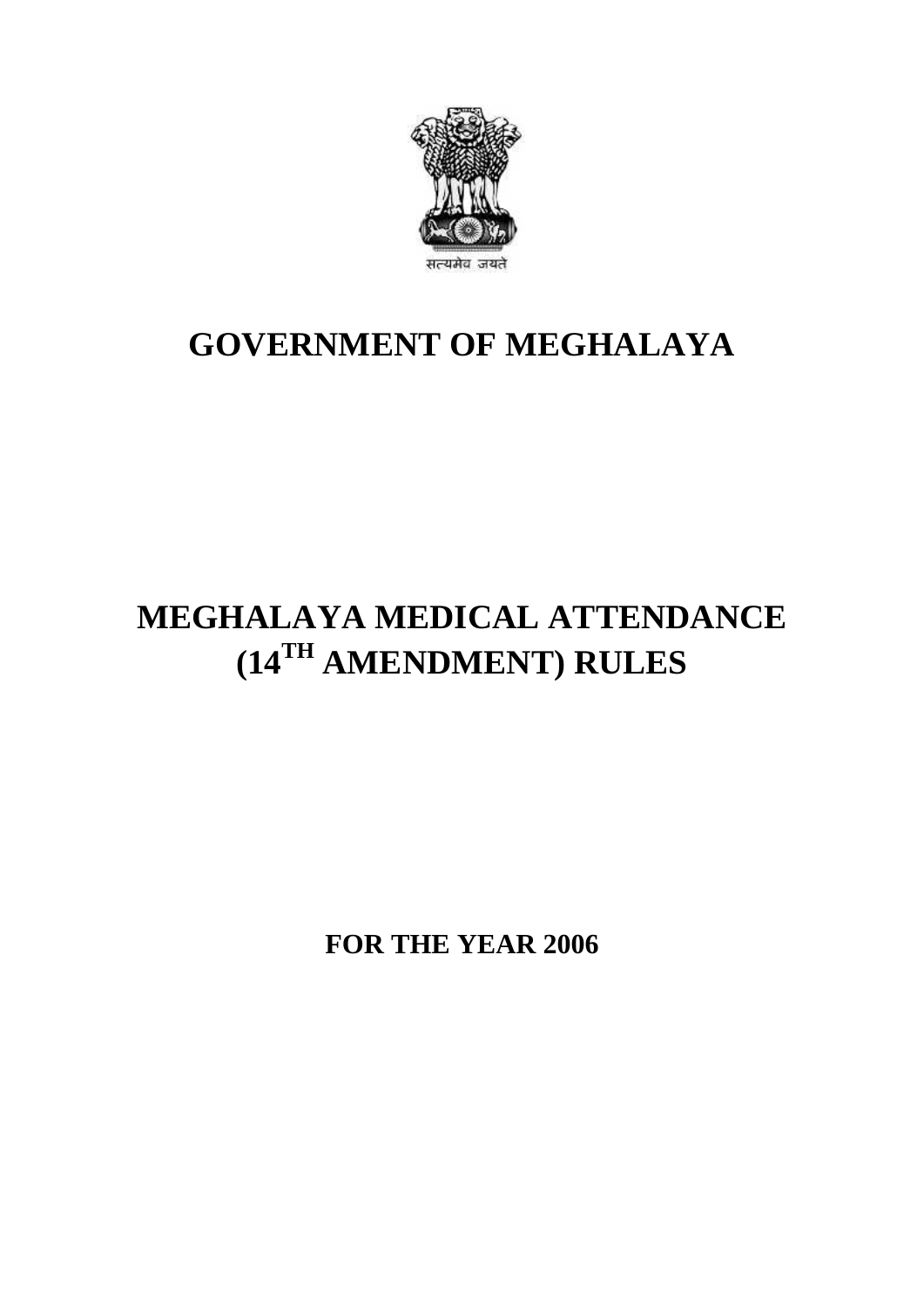सत्यमेव जयते

# GOVERNMENT OF MEGHALAYA

# MEGHALAYA MEDICAL ATTENDANCE (14TH AMENDMENT) RULES

## FOR THE YEAR 2006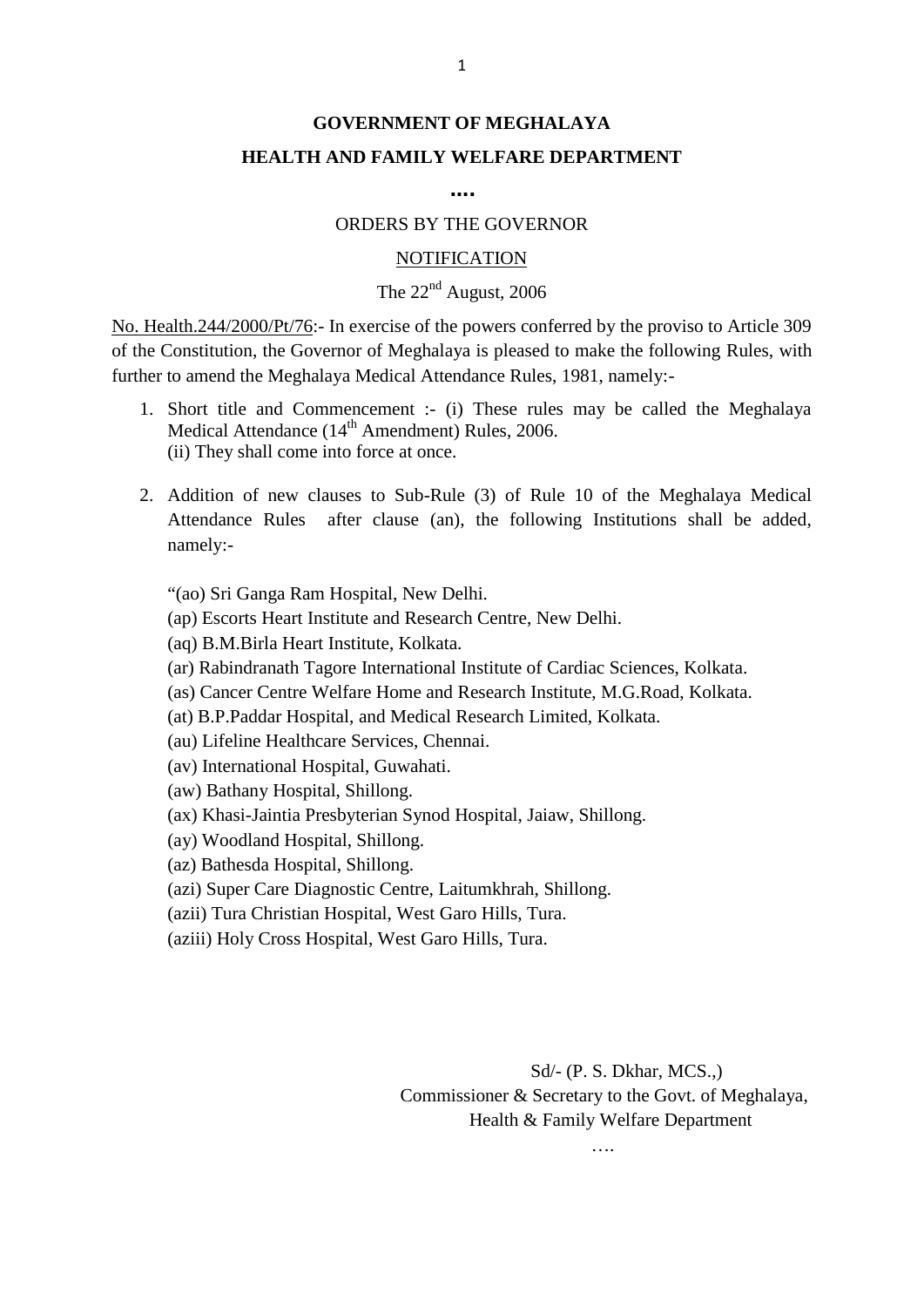**GOVERNMENT OF MEGHALAYA**

**HEALTH AND FAMILY WELFARE DEPARTMENT**

**....**

ORDERS BY THE GOVERNOR

NOTIFICATION

The 22nd August, 2006

No. Health.244/2000/Pt/76:- In exercise of the powers conferred by the proviso to Article 309 of the Constitution, the Governor of Meghalaya is pleased to make the following Rules, with further to amend the Meghalaya Medical Attendance Rules, 1981, namely:-

1. Short title and Commencement :- (i) These rules may be called the Meghalaya Medical Attendance (14th Amendment) Rules, 2006.
   (ii) They shall come into force at once.

2. Addition of new clauses to Sub-Rule (3) of Rule 10 of the Meghalaya Medical Attendance Rules after clause (an), the following Institutions shall be added, namely:-

   "(ao) Sri Ganga Ram Hospital, New Delhi.
   (ap) Escorts Heart Institute and Research Centre, New Delhi.
   (aq) B.M.Birla Heart Institute, Kolkata.
   (ar) Rabindranath Tagore International Institute of Cardiac Sciences, Kolkata.
   (as) Cancer Centre Welfare Home and Research Institute, M.G.Road, Kolkata.
   (at) B.P.Paddar Hospital, and Medical Research Limited, Kolkata.
   (au) Lifeline Healthcare Services, Chennai.
   (av) International Hospital, Guwahati.
   (aw) Bathany Hospital, Shillong.
   (ax) Khasi-Jaintia Presbyterian Synod Hospital, Jaiaw, Shillong.
   (ay) Woodland Hospital, Shillong.
   (az) Bathesda Hospital, Shillong.
   (azi) Super Care Diagnostic Centre, Laitumkhrah, Shillong.
   (azii) Tura Christian Hospital, West Garo Hills, Tura.
   (aziii) Holy Cross Hospital, West Garo Hills, Tura.

Sd/- (P. S. Dkhar, MCS.,)
Commissioner & Secretary to the Govt. of Meghalaya,
Health & Family Welfare Department

….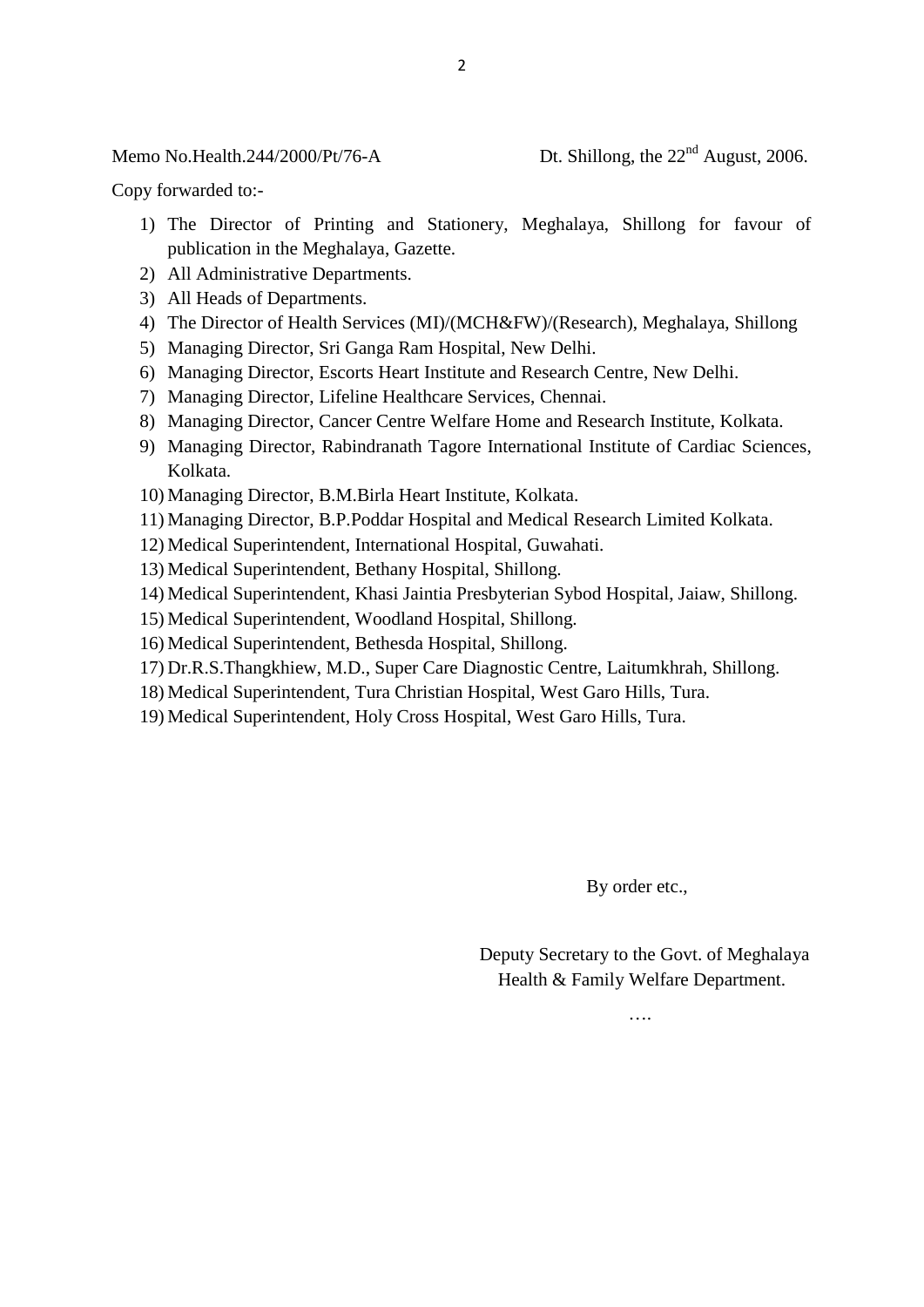Memo No.Health.244/2000/Pt/76-A Dt. Shillong, the 22nd August, 2006.

Copy forwarded to:-

1) The Director of Printing and Stationery, Meghalaya, Shillong for favour of publication in the Meghalaya, Gazette.
2) All Administrative Departments.
3) All Heads of Departments.
4) The Director of Health Services (MI)/(MCH&FW)/(Research), Meghalaya, Shillong
5) Managing Director, Sri Ganga Ram Hospital, New Delhi.
6) Managing Director, Escorts Heart Institute and Research Centre, New Delhi.
7) Managing Director, Lifeline Healthcare Services, Chennai.
8) Managing Director, Cancer Centre Welfare Home and Research Institute, Kolkata.
9) Managing Director, Rabindranath Tagore International Institute of Cardiac Sciences, Kolkata.
10) Managing Director, B.M.Birla Heart Institute, Kolkata.
11) Managing Director, B.P.Poddar Hospital and Medical Research Limited Kolkata.
12) Medical Superintendent, International Hospital, Guwahati.
13) Medical Superintendent, Bethany Hospital, Shillong.
14) Medical Superintendent, Khasi Jaintia Presbyterian Sybod Hospital, Jaiaw, Shillong.
15) Medical Superintendent, Woodland Hospital, Shillong.
16) Medical Superintendent, Bethesda Hospital, Shillong.
17) Dr.R.S.Thangkhiew, M.D., Super Care Diagnostic Centre, Laitumkhrah, Shillong.
18) Medical Superintendent, Tura Christian Hospital, West Garo Hills, Tura.
19) Medical Superintendent, Holy Cross Hospital, West Garo Hills, Tura.

By order etc.,

Deputy Secretary to the Govt. of Meghalaya
Health & Family Welfare Department.

….